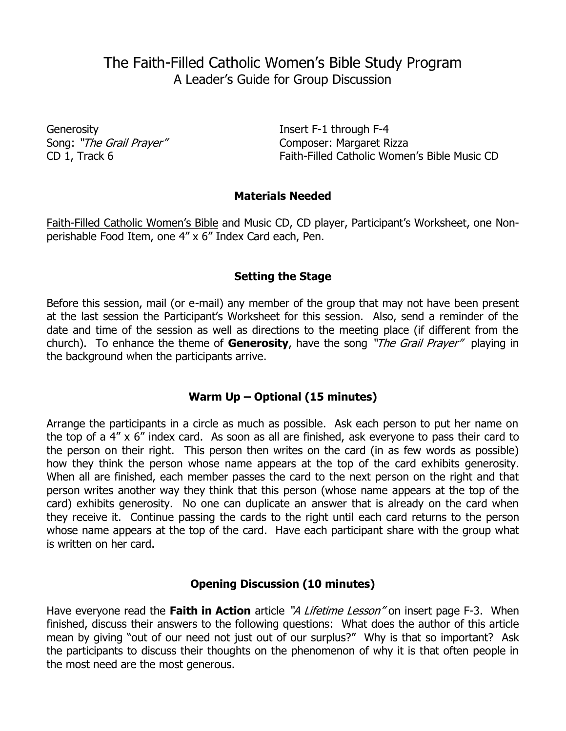# The Faith-Filled Catholic Women's Bible Study Program
## A Leader's Guide for Group Discussion

Generosity
Song: *"The Grail Prayer"*
CD 1, Track 6

Insert F-1 through F-4
Composer: Margaret Rizza
Faith-Filled Catholic Women's Bible Music CD

### Materials Needed

Faith-Filled Catholic Women's Bible and Music CD, CD player, Participant's Worksheet, one Non-perishable Food Item, one 4" x 6" Index Card each, Pen.

### Setting the Stage

Before this session, mail (or e-mail) any member of the group that may not have been present at the last session the Participant's Worksheet for this session. Also, send a reminder of the date and time of the session as well as directions to the meeting place (if different from the church). To enhance the theme of **Generosity**, have the song *"The Grail Prayer"* playing in the background when the participants arrive.

### Warm Up – Optional (15 minutes)

Arrange the participants in a circle as much as possible. Ask each person to put her name on the top of a 4" x 6" index card. As soon as all are finished, ask everyone to pass their card to the person on their right. This person then writes on the card (in as few words as possible) how they think the person whose name appears at the top of the card exhibits generosity. When all are finished, each member passes the card to the next person on the right and that person writes another way they think that this person (whose name appears at the top of the card) exhibits generosity. No one can duplicate an answer that is already on the card when they receive it. Continue passing the cards to the right until each card returns to the person whose name appears at the top of the card. Have each participant share with the group what is written on her card.

### Opening Discussion (10 minutes)

Have everyone read the **Faith in Action** article *"A Lifetime Lesson"* on insert page F-3. When finished, discuss their answers to the following questions: What does the author of this article mean by giving "out of our need not just out of our surplus?" Why is that so important? Ask the participants to discuss their thoughts on the phenomenon of why it is that often people in the most need are the most generous.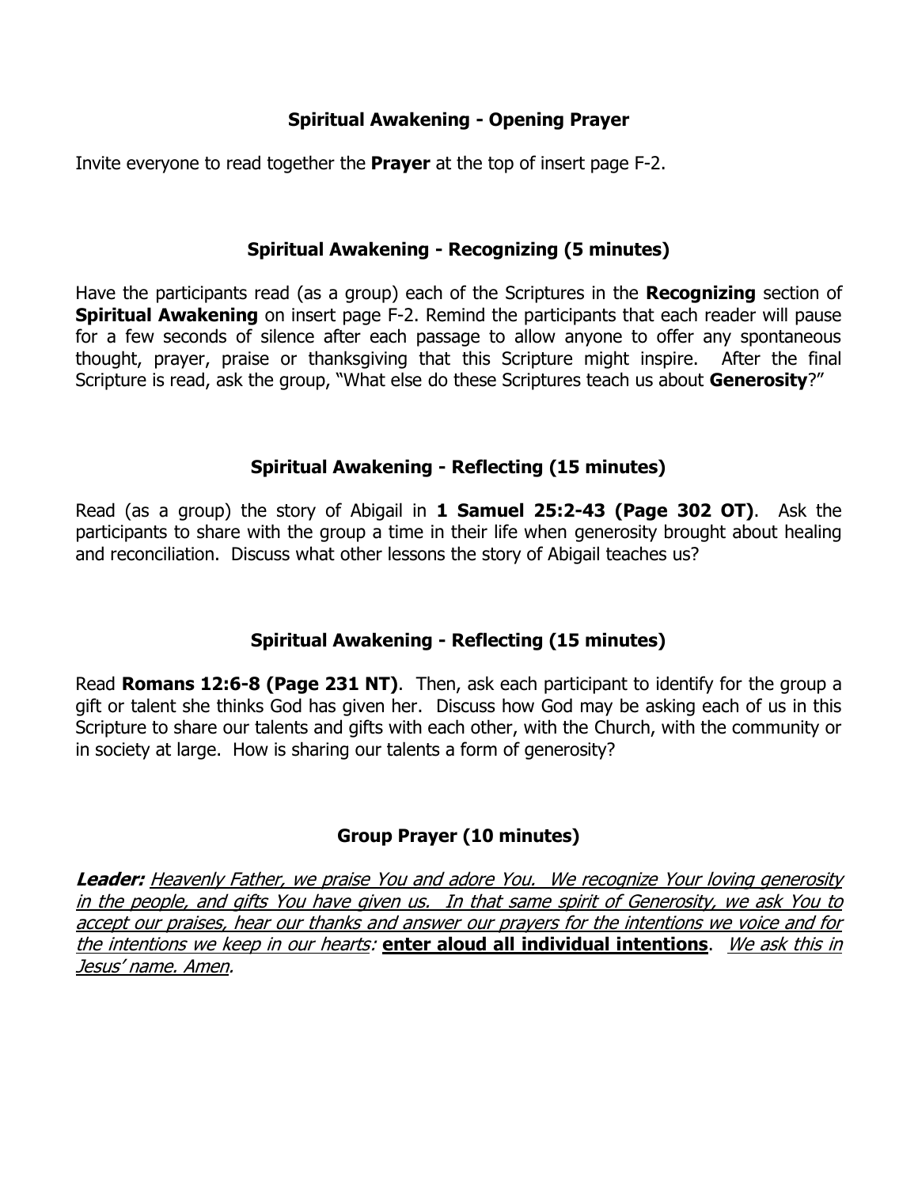## Spiritual Awakening - Opening Prayer

Invite everyone to read together the **Prayer** at the top of insert page F-2.

## Spiritual Awakening - Recognizing (5 minutes)

Have the participants read (as a group) each of the Scriptures in the **Recognizing** section of **Spiritual Awakening** on insert page F-2. Remind the participants that each reader will pause for a few seconds of silence after each passage to allow anyone to offer any spontaneous thought, prayer, praise or thanksgiving that this Scripture might inspire. After the final Scripture is read, ask the group, "What else do these Scriptures teach us about **Generosity**?"

## Spiritual Awakening - Reflecting (15 minutes)

Read (as a group) the story of Abigail in **1 Samuel 25:2-43 (Page 302 OT)**. Ask the participants to share with the group a time in their life when generosity brought about healing and reconciliation. Discuss what other lessons the story of Abigail teaches us?

## Spiritual Awakening - Reflecting (15 minutes)

Read **Romans 12:6-8 (Page 231 NT)**. Then, ask each participant to identify for the group a gift or talent she thinks God has given her. Discuss how God may be asking each of us in this Scripture to share our talents and gifts with each other, with the Church, with the community or in society at large. How is sharing our talents a form of generosity?

## Group Prayer (10 minutes)

***Leader:*** *Heavenly Father, we praise You and adore You. We recognize Your loving generosity in the people, and gifts You have given us. In that same spirit of Generosity, we ask You to accept our praises, hear our thanks and answer our prayers for the intentions we voice and for the intentions we keep in our hearts:* **enter aloud all individual intentions**. *We ask this in Jesus' name. Amen.*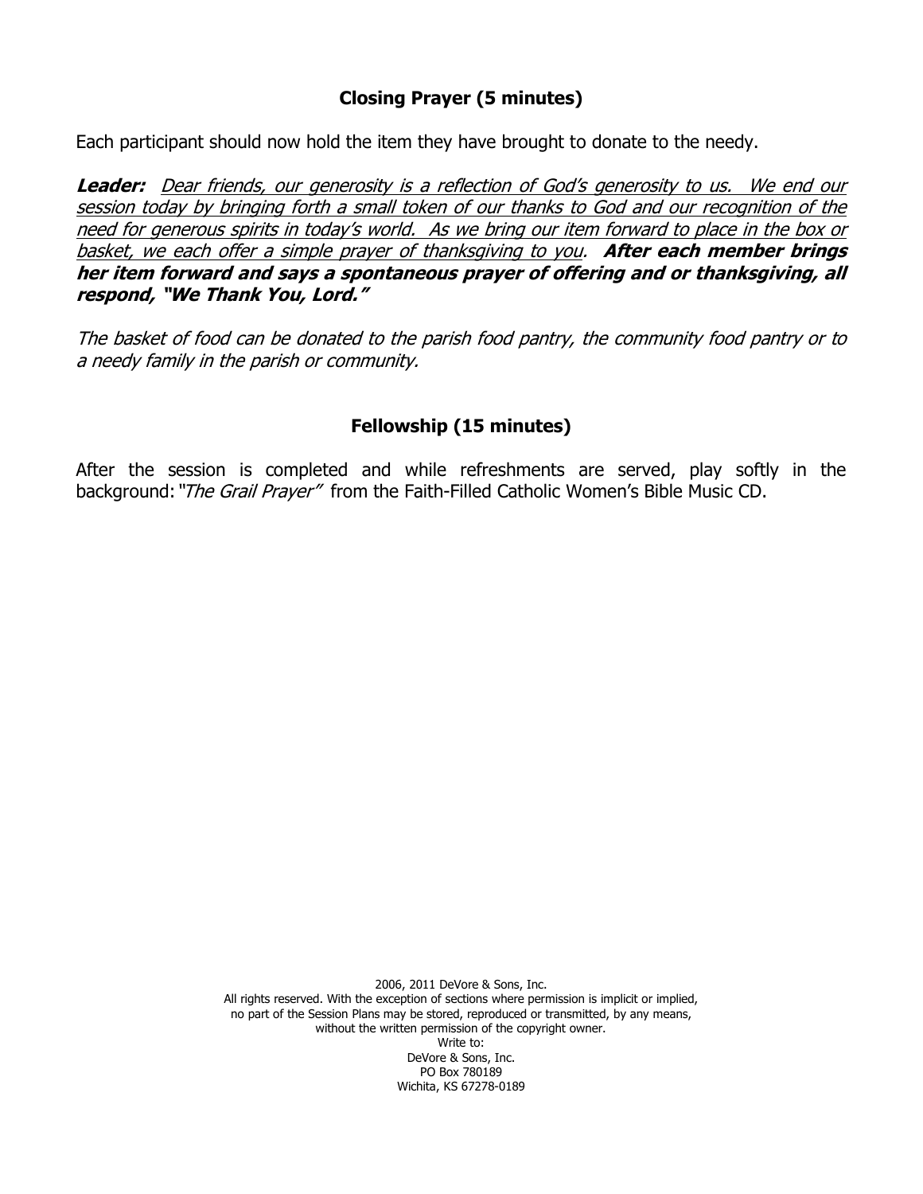## Closing Prayer (5 minutes)

Each participant should now hold the item they have brought to donate to the needy.

***Leader:*** *Dear friends, our generosity is a reflection of God's generosity to us. We end our session today by bringing forth a small token of our thanks to God and our recognition of the need for generous spirits in today's world. As we bring our item forward to place in the box or basket, we each offer a simple prayer of thanksgiving to you*. ***After each member brings her item forward and says a spontaneous prayer of offering and or thanksgiving, all respond, "We Thank You, Lord."***

*The basket of food can be donated to the parish food pantry, the community food pantry or to a needy family in the parish or community.*

## Fellowship (15 minutes)

After the session is completed and while refreshments are served, play softly in the background: "*The Grail Prayer"* from the Faith-Filled Catholic Women's Bible Music CD.

2006, 2011 DeVore & Sons, Inc.
All rights reserved. With the exception of sections where permission is implicit or implied, no part of the Session Plans may be stored, reproduced or transmitted, by any means, without the written permission of the copyright owner.
Write to:
DeVore & Sons, Inc.
PO Box 780189
Wichita, KS 67278-0189